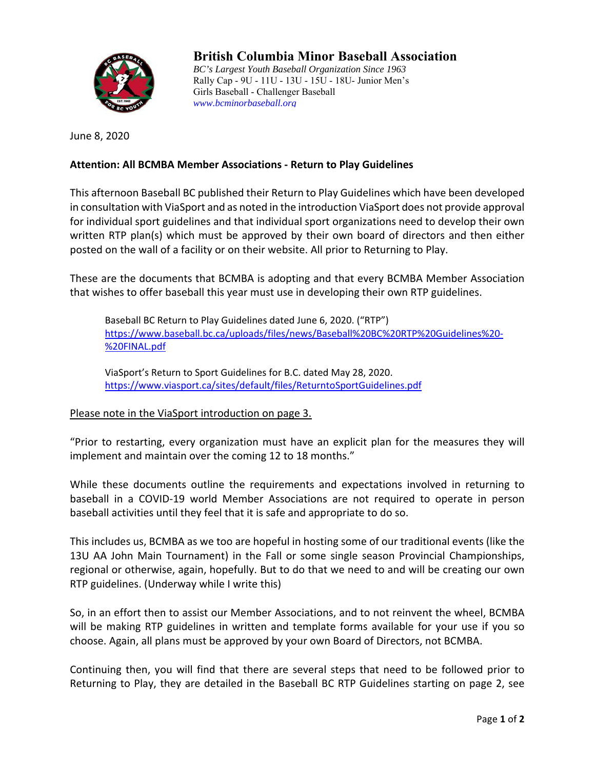# British Columbia Minor Baseball Association

*BC's Largest Youth Baseball Organization Since 1963*
Rally Cap - 9U - 11U - 13U - 15U - 18U- Junior Men's
Girls Baseball - Challenger Baseball
*www.bcminorbaseball.org*

June 8, 2020

**Attention: All BCMBA Member Associations - Return to Play Guidelines**

This afternoon Baseball BC published their Return to Play Guidelines which have been developed in consultation with ViaSport and as noted in the introduction ViaSport does not provide approval for individual sport guidelines and that individual sport organizations need to develop their own written RTP plan(s) which must be approved by their own board of directors and then either posted on the wall of a facility or on their website. All prior to Returning to Play.

These are the documents that BCMBA is adopting and that every BCMBA Member Association that wishes to offer baseball this year must use in developing their own RTP guidelines.

> Baseball BC Return to Play Guidelines dated June 6, 2020. ("RTP")
> https://www.baseball.bc.ca/uploads/files/news/Baseball%20BC%20RTP%20Guidelines%20-%20FINAL.pdf
>
> ViaSport's Return to Sport Guidelines for B.C. dated May 28, 2020.
> https://www.viasport.ca/sites/default/files/ReturntoSportGuidelines.pdf

<u>Please note in the ViaSport introduction on page 3.</u>

"Prior to restarting, every organization must have an explicit plan for the measures they will implement and maintain over the coming 12 to 18 months."

While these documents outline the requirements and expectations involved in returning to baseball in a COVID-19 world Member Associations are not required to operate in person baseball activities until they feel that it is safe and appropriate to do so.

This includes us, BCMBA as we too are hopeful in hosting some of our traditional events (like the 13U AA John Main Tournament) in the Fall or some single season Provincial Championships, regional or otherwise, again, hopefully. But to do that we need to and will be creating our own RTP guidelines. (Underway while I write this)

So, in an effort then to assist our Member Associations, and to not reinvent the wheel, BCMBA will be making RTP guidelines in written and template forms available for your use if you so choose. Again, all plans must be approved by your own Board of Directors, not BCMBA.

Continuing then, you will find that there are several steps that need to be followed prior to Returning to Play, they are detailed in the Baseball BC RTP Guidelines starting on page 2, see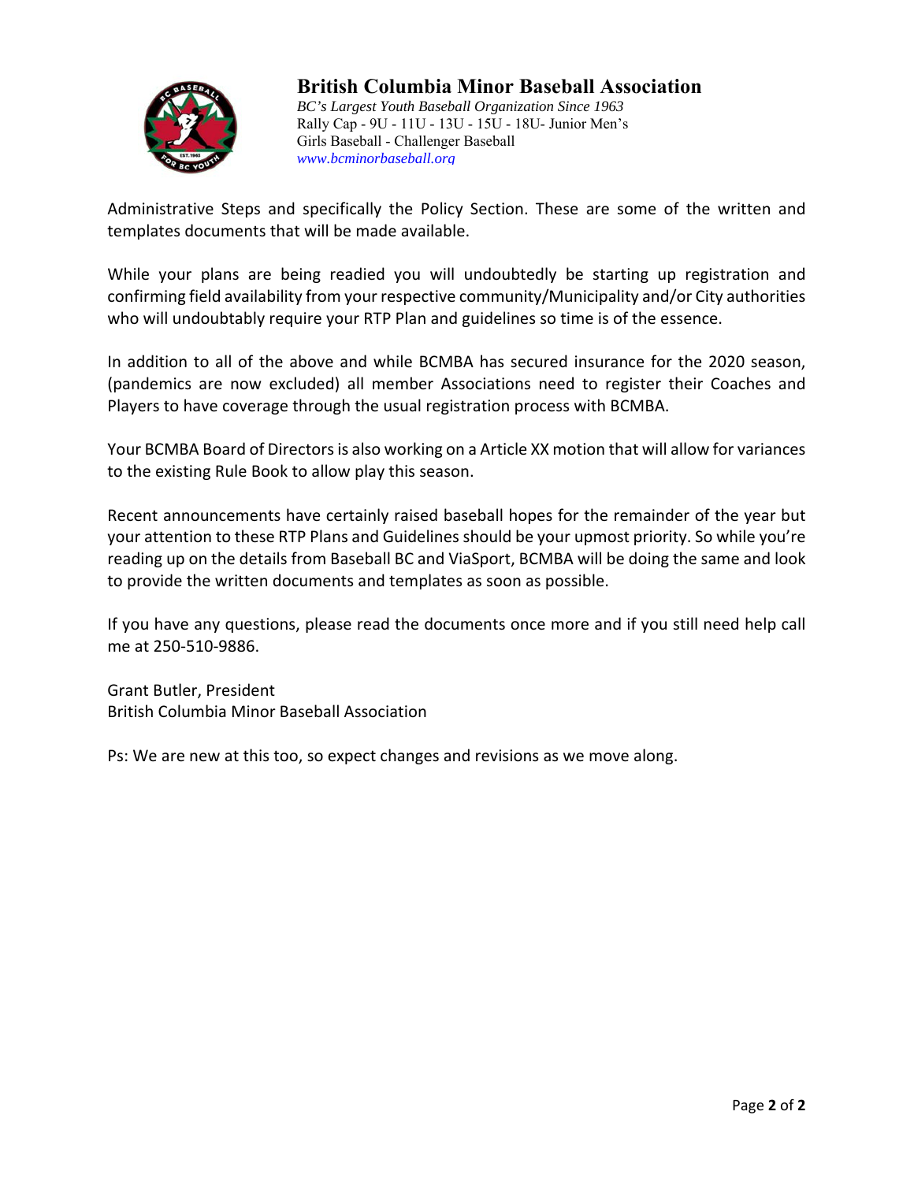Administrative Steps and specifically the Policy Section. These are some of the written and templates documents that will be made available.

While your plans are being readied you will undoubtedly be starting up registration and confirming field availability from your respective community/Municipality and/or City authorities who will undoubtably require your RTP Plan and guidelines so time is of the essence.

In addition to all of the above and while BCMBA has secured insurance for the 2020 season, (pandemics are now excluded) all member Associations need to register their Coaches and Players to have coverage through the usual registration process with BCMBA.

Your BCMBA Board of Directors is also working on a Article XX motion that will allow for variances to the existing Rule Book to allow play this season.

Recent announcements have certainly raised baseball hopes for the remainder of the year but your attention to these RTP Plans and Guidelines should be your upmost priority. So while you're reading up on the details from Baseball BC and ViaSport, BCMBA will be doing the same and look to provide the written documents and templates as soon as possible.

If you have any questions, please read the documents once more and if you still need help call me at 250-510-9886.

Grant Butler, President
British Columbia Minor Baseball Association

Ps: We are new at this too, so expect changes and revisions as we move along.